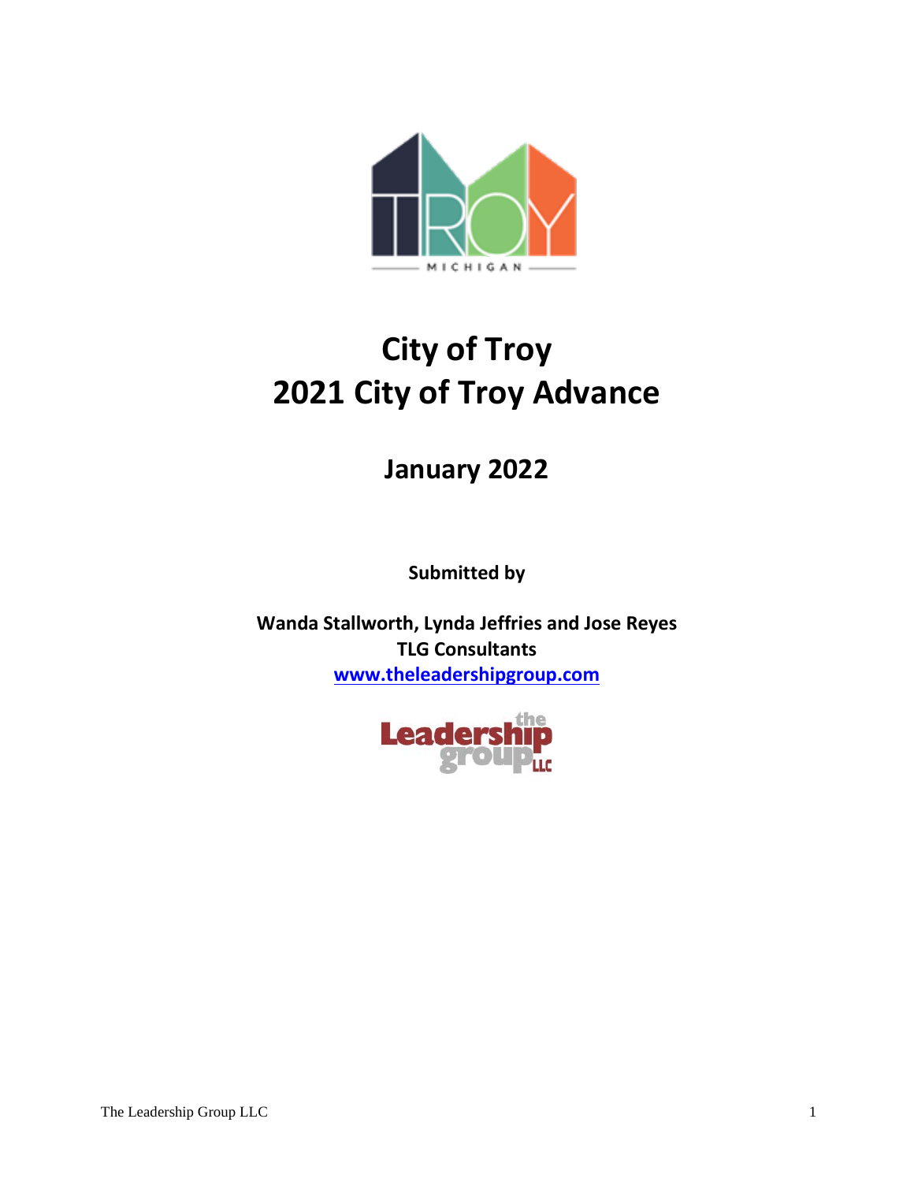# City of Troy
# 2021 City of Troy Advance

## January 2022

**Submitted by**

**Wanda Stallworth, Lynda Jeffries and Jose Reyes**
**TLG Consultants**
**[www.theleadershipgroup.com](http://www.theleadershipgroup.com)**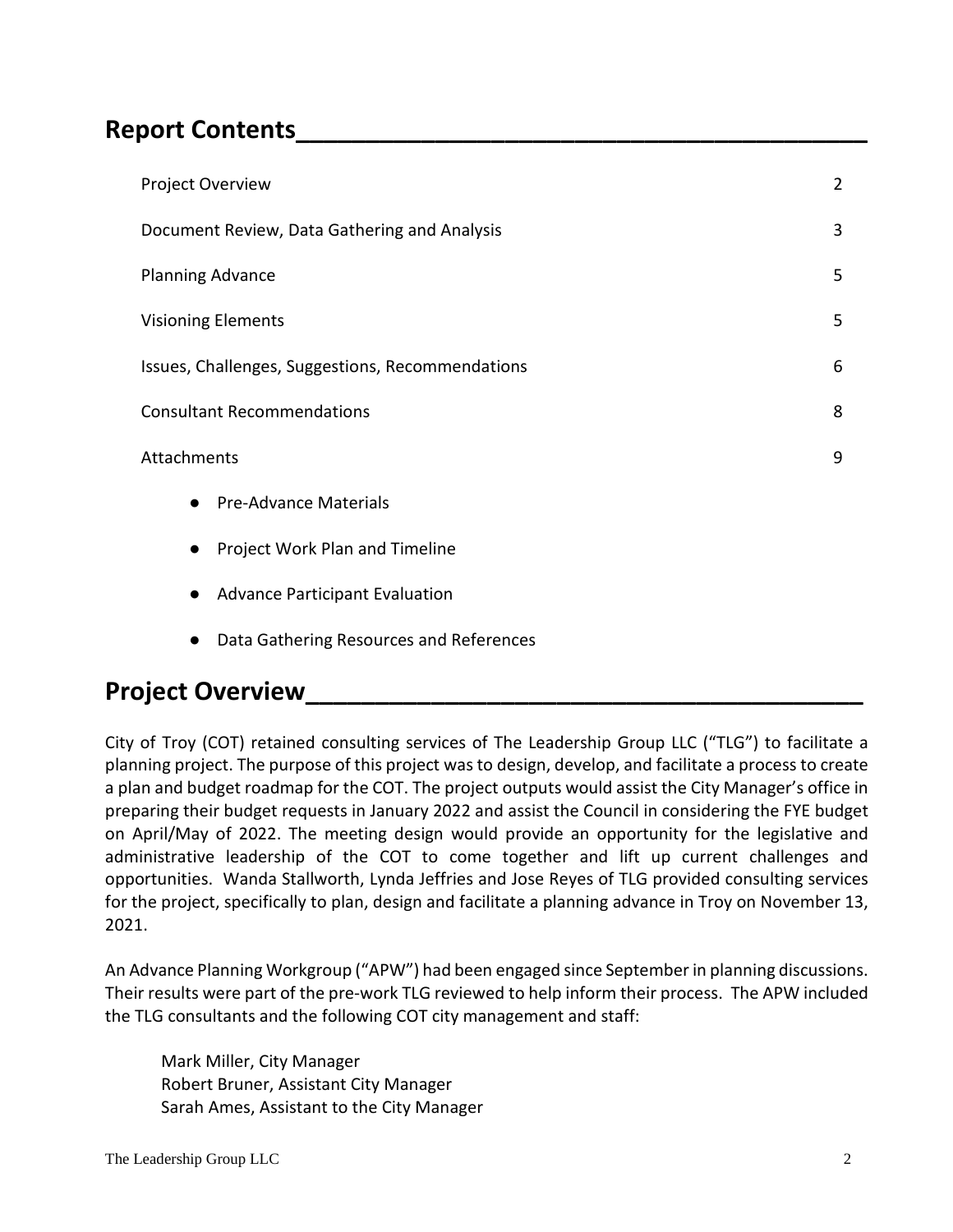## Report Contents

| | |
|---|---|
| Project Overview | 2 |
| Document Review, Data Gathering and Analysis | 3 |
| Planning Advance | 5 |
| Visioning Elements | 5 |
| Issues, Challenges, Suggestions, Recommendations | 6 |
| Consultant Recommendations | 8 |
| Attachments | 9 |

- Pre-Advance Materials
- Project Work Plan and Timeline
- Advance Participant Evaluation
- Data Gathering Resources and References

## Project Overview

City of Troy (COT) retained consulting services of The Leadership Group LLC ("TLG") to facilitate a planning project. The purpose of this project was to design, develop, and facilitate a process to create a plan and budget roadmap for the COT. The project outputs would assist the City Manager's office in preparing their budget requests in January 2022 and assist the Council in considering the FYE budget on April/May of 2022. The meeting design would provide an opportunity for the legislative and administrative leadership of the COT to come together and lift up current challenges and opportunities. Wanda Stallworth, Lynda Jeffries and Jose Reyes of TLG provided consulting services for the project, specifically to plan, design and facilitate a planning advance in Troy on November 13, 2021.

An Advance Planning Workgroup ("APW") had been engaged since September in planning discussions. Their results were part of the pre-work TLG reviewed to help inform their process. The APW included the TLG consultants and the following COT city management and staff:

Mark Miller, City Manager
Robert Bruner, Assistant City Manager
Sarah Ames, Assistant to the City Manager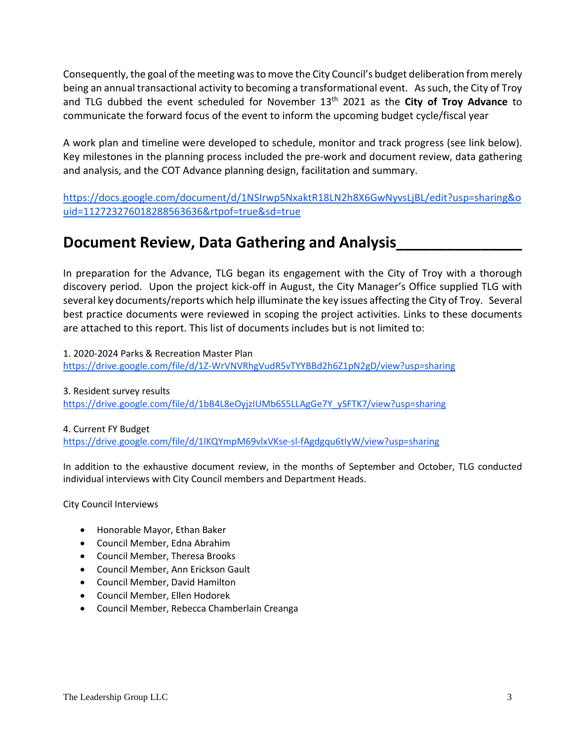Consequently, the goal of the meeting was to move the City Council's budget deliberation from merely being an annual transactional activity to becoming a transformational event. As such, the City of Troy and TLG dubbed the event scheduled for November 13th 2021 as the **City of Troy Advance** to communicate the forward focus of the event to inform the upcoming budget cycle/fiscal year

A work plan and timeline were developed to schedule, monitor and track progress (see link below). Key milestones in the planning process included the pre-work and document review, data gathering and analysis, and the COT Advance planning design, facilitation and summary.

https://docs.google.com/document/d/1NSIrwp5NxaktR18LN2h8X6GwNyvsLjBL/edit?usp=sharing&ouid=112723276018288563636&rtpof=true&sd=true

## Document Review, Data Gathering and Analysis

In preparation for the Advance, TLG began its engagement with the City of Troy with a thorough discovery period. Upon the project kick-off in August, the City Manager's Office supplied TLG with several key documents/reports which help illuminate the key issues affecting the City of Troy. Several best practice documents were reviewed in scoping the project activities. Links to these documents are attached to this report. This list of documents includes but is not limited to:

1. 2020-2024 Parks & Recreation Master Plan
https://drive.google.com/file/d/1Z-WrVNVRhgVudR5vTYYBBd2h6Z1pN2gD/view?usp=sharing

3. Resident survey results
https://drive.google.com/file/d/1bB4L8eOyjzIUMb6S5LLAgGe7Y_ySFTK7/view?usp=sharing

4. Current FY Budget
https://drive.google.com/file/d/1lKQYmpM69vlxVKse-sl-fAgdgqu6tIyW/view?usp=sharing

In addition to the exhaustive document review, in the months of September and October, TLG conducted individual interviews with City Council members and Department Heads.

City Council Interviews

- Honorable Mayor, Ethan Baker
- Council Member, Edna Abrahim
- Council Member, Theresa Brooks
- Council Member, Ann Erickson Gault
- Council Member, David Hamilton
- Council Member, Ellen Hodorek
- Council Member, Rebecca Chamberlain Creanga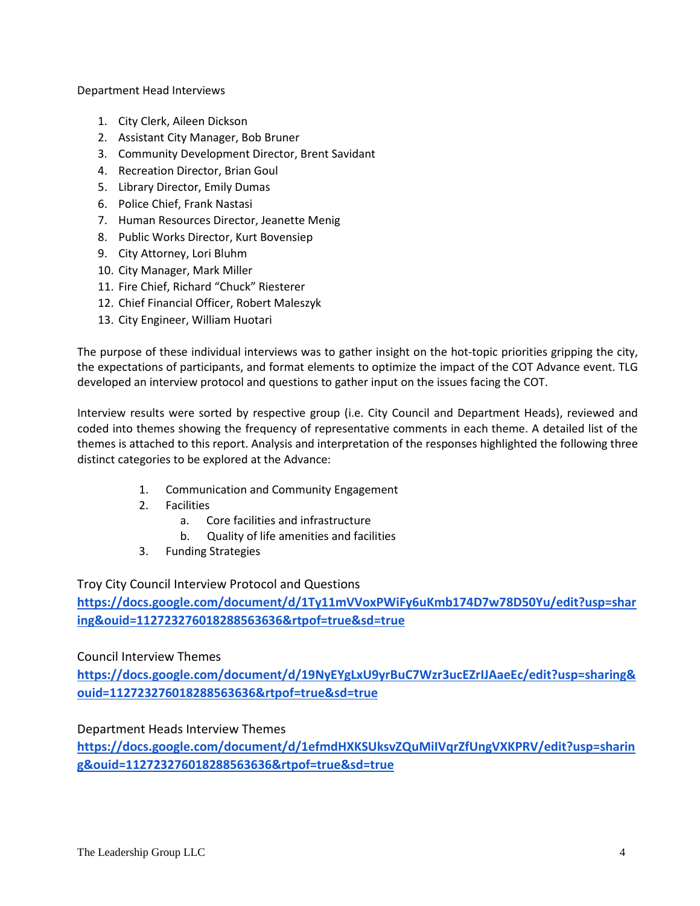Department Head Interviews

1. City Clerk, Aileen Dickson
2. Assistant City Manager, Bob Bruner
3. Community Development Director, Brent Savidant
4. Recreation Director, Brian Goul
5. Library Director, Emily Dumas
6. Police Chief, Frank Nastasi
7. Human Resources Director, Jeanette Menig
8. Public Works Director, Kurt Bovensiep
9. City Attorney, Lori Bluhm
10. City Manager, Mark Miller
11. Fire Chief, Richard "Chuck" Riesterer
12. Chief Financial Officer, Robert Maleszyk
13. City Engineer, William Huotari

The purpose of these individual interviews was to gather insight on the hot-topic priorities gripping the city, the expectations of participants, and format elements to optimize the impact of the COT Advance event. TLG developed an interview protocol and questions to gather input on the issues facing the COT.

Interview results were sorted by respective group (i.e. City Council and Department Heads), reviewed and coded into themes showing the frequency of representative comments in each theme. A detailed list of the themes is attached to this report. Analysis and interpretation of the responses highlighted the following three distinct categories to be explored at the Advance:

1. Communication and Community Engagement
2. Facilities
    a. Core facilities and infrastructure
    b. Quality of life amenities and facilities
3. Funding Strategies

Troy City Council Interview Protocol and Questions
**https://docs.google.com/document/d/1Ty11mVVoxPWiFy6uKmb174D7w78D50Yu/edit?usp=sharing&ouid=112723276018288563636&rtpof=true&sd=true**

Council Interview Themes
**https://docs.google.com/document/d/19NyEYgLxU9yrBuC7Wzr3ucEZrIJAaeEc/edit?usp=sharing&ouid=112723276018288563636&rtpof=true&sd=true**

Department Heads Interview Themes
**https://docs.google.com/document/d/1efmdHXKSUksvZQuMiIVqrZfUngVXKPRV/edit?usp=sharing&ouid=112723276018288563636&rtpof=true&sd=true**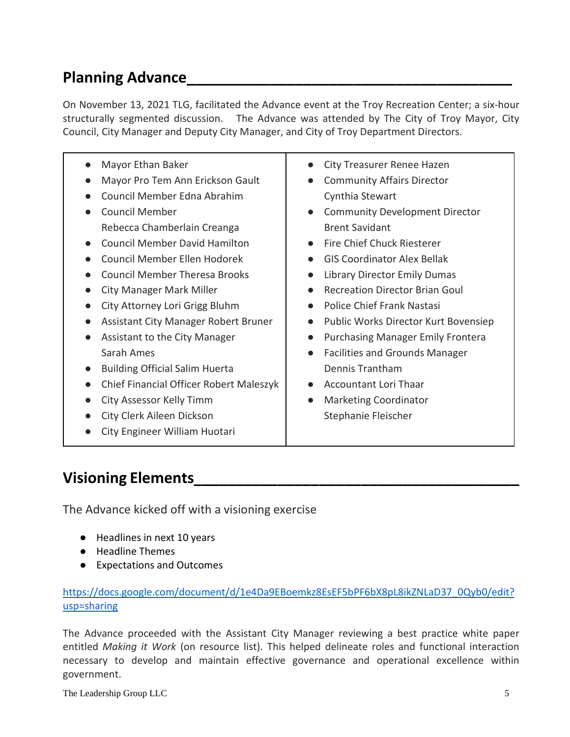## Planning Advance

On November 13, 2021 TLG, facilitated the Advance event at the Troy Recreation Center; a six-hour structurally segmented discussion. The Advance was attended by The City of Troy Mayor, City Council, City Manager and Deputy City Manager, and City of Troy Department Directors.

- Mayor Ethan Baker
- Mayor Pro Tem Ann Erickson Gault
- Council Member Edna Abrahim
- Council Member Rebecca Chamberlain Creanga
- Council Member David Hamilton
- Council Member Ellen Hodorek
- Council Member Theresa Brooks
- City Manager Mark Miller
- City Attorney Lori Grigg Bluhm
- Assistant City Manager Robert Bruner
- Assistant to the City Manager Sarah Ames
- Building Official Salim Huerta
- Chief Financial Officer Robert Maleszyk
- City Assessor Kelly Timm
- City Clerk Aileen Dickson
- City Engineer William Huotari
- City Treasurer Renee Hazen
- Community Affairs Director Cynthia Stewart
- Community Development Director Brent Savidant
- Fire Chief Chuck Riesterer
- GIS Coordinator Alex Bellak
- Library Director Emily Dumas
- Recreation Director Brian Goul
- Police Chief Frank Nastasi
- Public Works Director Kurt Bovensiep
- Purchasing Manager Emily Frontera
- Facilities and Grounds Manager Dennis Trantham
- Accountant Lori Thaar
- Marketing Coordinator Stephanie Fleischer

## Visioning Elements

The Advance kicked off with a visioning exercise

- Headlines in next 10 years
- Headline Themes
- Expectations and Outcomes

https://docs.google.com/document/d/1e4Da9EBoemkz8EsEF5bPF6bX8pL8ikZNLaD37_0Qyb0/edit?usp=sharing

The Advance proceeded with the Assistant City Manager reviewing a best practice white paper entitled *Making it Work* (on resource list). This helped delineate roles and functional interaction necessary to develop and maintain effective governance and operational excellence within government.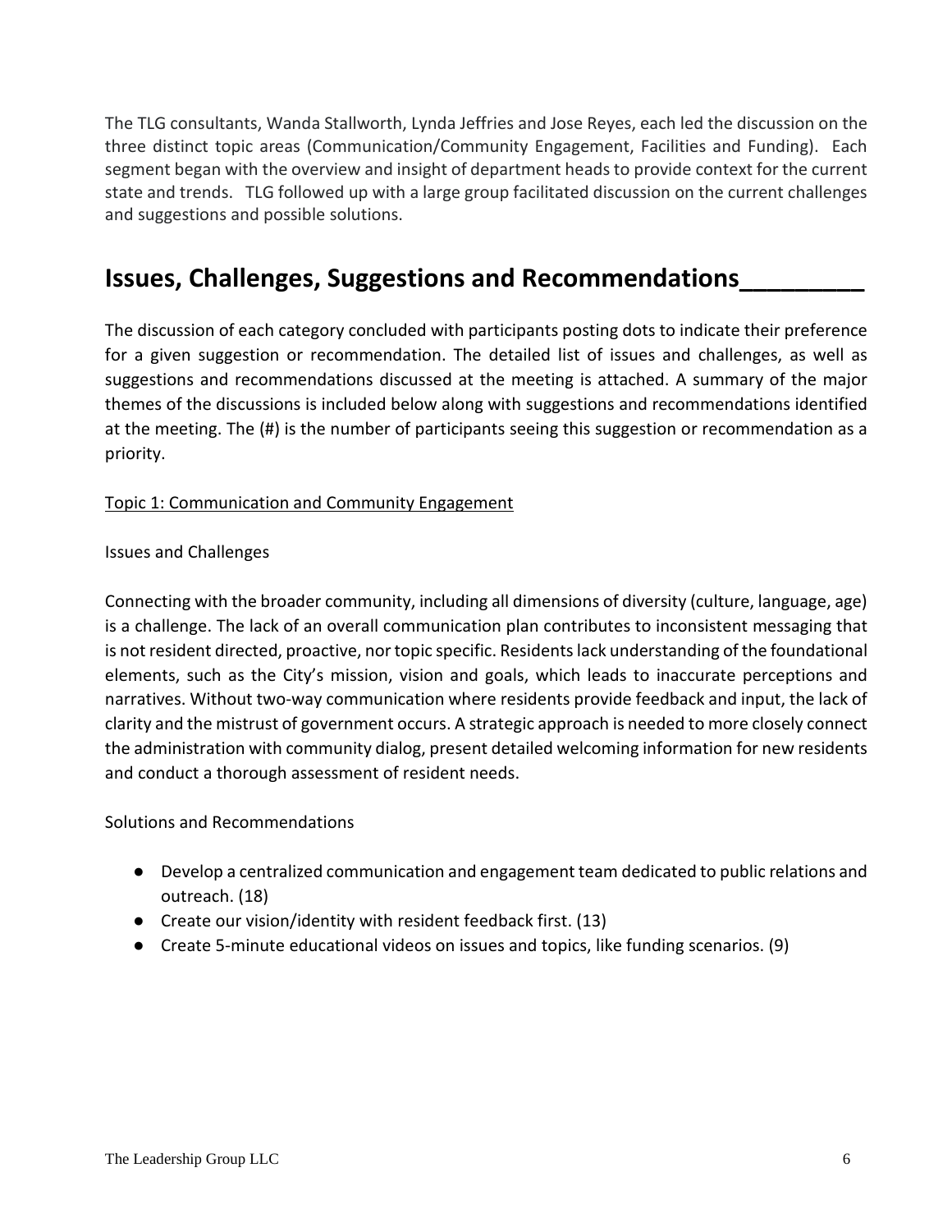The TLG consultants, Wanda Stallworth, Lynda Jeffries and Jose Reyes, each led the discussion on the three distinct topic areas (Communication/Community Engagement, Facilities and Funding). Each segment began with the overview and insight of department heads to provide context for the current state and trends. TLG followed up with a large group facilitated discussion on the current challenges and suggestions and possible solutions.

## Issues, Challenges, Suggestions and Recommendations

The discussion of each category concluded with participants posting dots to indicate their preference for a given suggestion or recommendation. The detailed list of issues and challenges, as well as suggestions and recommendations discussed at the meeting is attached. A summary of the major themes of the discussions is included below along with suggestions and recommendations identified at the meeting. The (#) is the number of participants seeing this suggestion or recommendation as a priority.

<u>Topic 1: Communication and Community Engagement</u>

Issues and Challenges

Connecting with the broader community, including all dimensions of diversity (culture, language, age) is a challenge. The lack of an overall communication plan contributes to inconsistent messaging that is not resident directed, proactive, nor topic specific. Residents lack understanding of the foundational elements, such as the City's mission, vision and goals, which leads to inaccurate perceptions and narratives. Without two-way communication where residents provide feedback and input, the lack of clarity and the mistrust of government occurs. A strategic approach is needed to more closely connect the administration with community dialog, present detailed welcoming information for new residents and conduct a thorough assessment of resident needs.

Solutions and Recommendations

- Develop a centralized communication and engagement team dedicated to public relations and outreach. (18)
- Create our vision/identity with resident feedback first. (13)
- Create 5-minute educational videos on issues and topics, like funding scenarios. (9)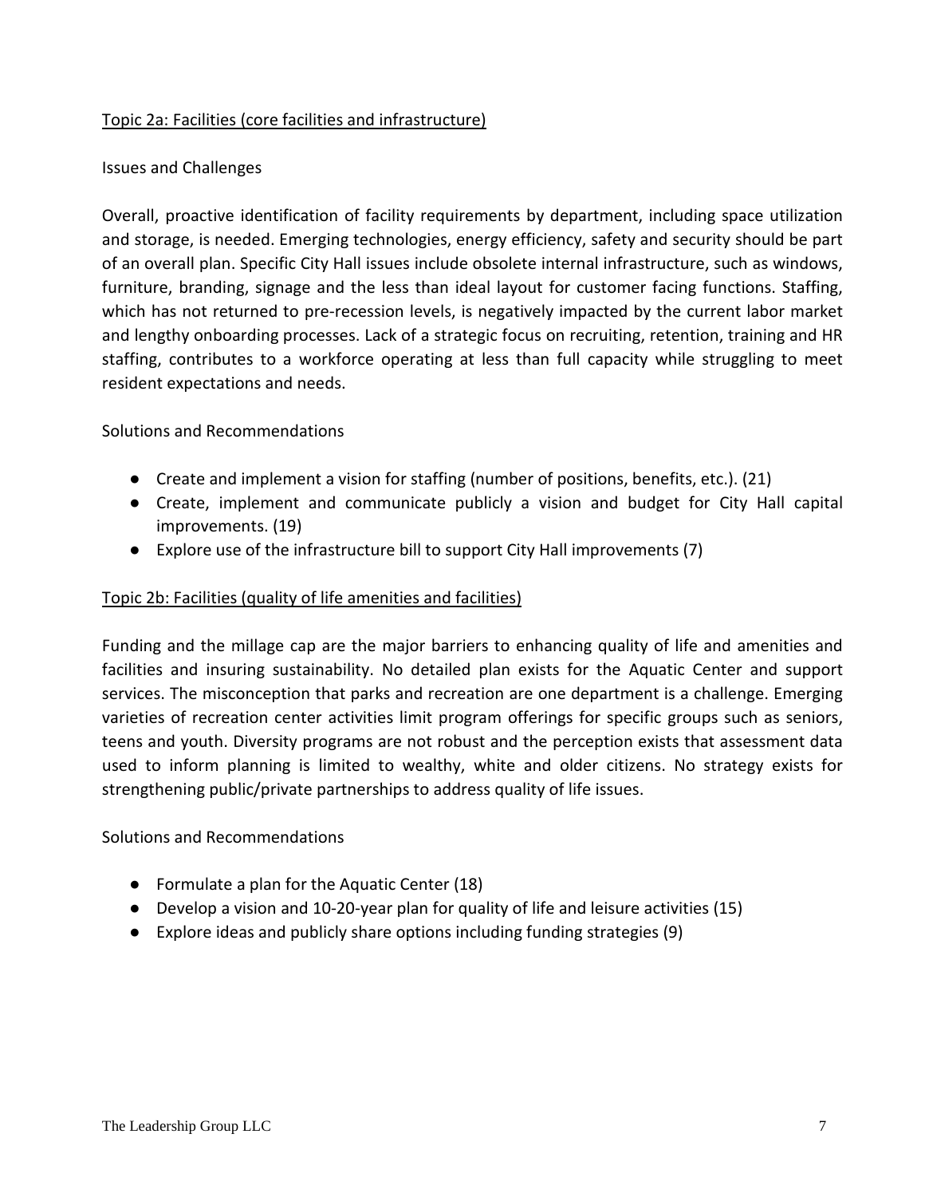Topic 2a: Facilities (core facilities and infrastructure)

Issues and Challenges

Overall, proactive identification of facility requirements by department, including space utilization and storage, is needed. Emerging technologies, energy efficiency, safety and security should be part of an overall plan. Specific City Hall issues include obsolete internal infrastructure, such as windows, furniture, branding, signage and the less than ideal layout for customer facing functions. Staffing, which has not returned to pre-recession levels, is negatively impacted by the current labor market and lengthy onboarding processes. Lack of a strategic focus on recruiting, retention, training and HR staffing, contributes to a workforce operating at less than full capacity while struggling to meet resident expectations and needs.

Solutions and Recommendations

- Create and implement a vision for staffing (number of positions, benefits, etc.). (21)
- Create, implement and communicate publicly a vision and budget for City Hall capital improvements. (19)
- Explore use of the infrastructure bill to support City Hall improvements (7)

Topic 2b: Facilities (quality of life amenities and facilities)

Funding and the millage cap are the major barriers to enhancing quality of life and amenities and facilities and insuring sustainability. No detailed plan exists for the Aquatic Center and support services. The misconception that parks and recreation are one department is a challenge. Emerging varieties of recreation center activities limit program offerings for specific groups such as seniors, teens and youth. Diversity programs are not robust and the perception exists that assessment data used to inform planning is limited to wealthy, white and older citizens. No strategy exists for strengthening public/private partnerships to address quality of life issues.

Solutions and Recommendations

- Formulate a plan for the Aquatic Center (18)
- Develop a vision and 10-20-year plan for quality of life and leisure activities (15)
- Explore ideas and publicly share options including funding strategies (9)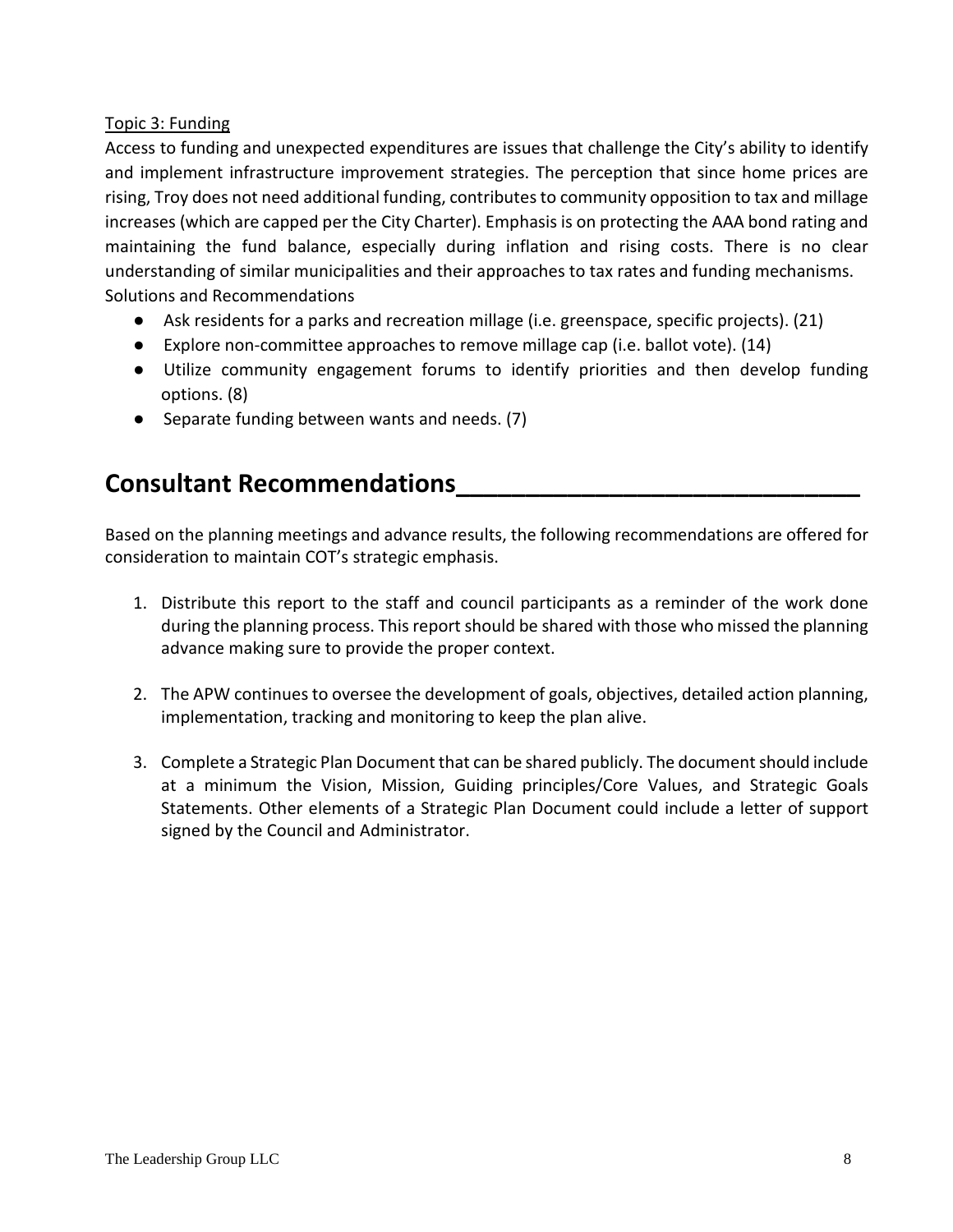Topic 3: Funding

Access to funding and unexpected expenditures are issues that challenge the City's ability to identify and implement infrastructure improvement strategies. The perception that since home prices are rising, Troy does not need additional funding, contributes to community opposition to tax and millage increases (which are capped per the City Charter). Emphasis is on protecting the AAA bond rating and maintaining the fund balance, especially during inflation and rising costs. There is no clear understanding of similar municipalities and their approaches to tax rates and funding mechanisms.

Solutions and Recommendations

- Ask residents for a parks and recreation millage (i.e. greenspace, specific projects). (21)
- Explore non-committee approaches to remove millage cap (i.e. ballot vote). (14)
- Utilize community engagement forums to identify priorities and then develop funding options. (8)
- Separate funding between wants and needs. (7)

# Consultant Recommendations

Based on the planning meetings and advance results, the following recommendations are offered for consideration to maintain COT's strategic emphasis.

1. Distribute this report to the staff and council participants as a reminder of the work done during the planning process. This report should be shared with those who missed the planning advance making sure to provide the proper context.

2. The APW continues to oversee the development of goals, objectives, detailed action planning, implementation, tracking and monitoring to keep the plan alive.

3. Complete a Strategic Plan Document that can be shared publicly. The document should include at a minimum the Vision, Mission, Guiding principles/Core Values, and Strategic Goals Statements. Other elements of a Strategic Plan Document could include a letter of support signed by the Council and Administrator.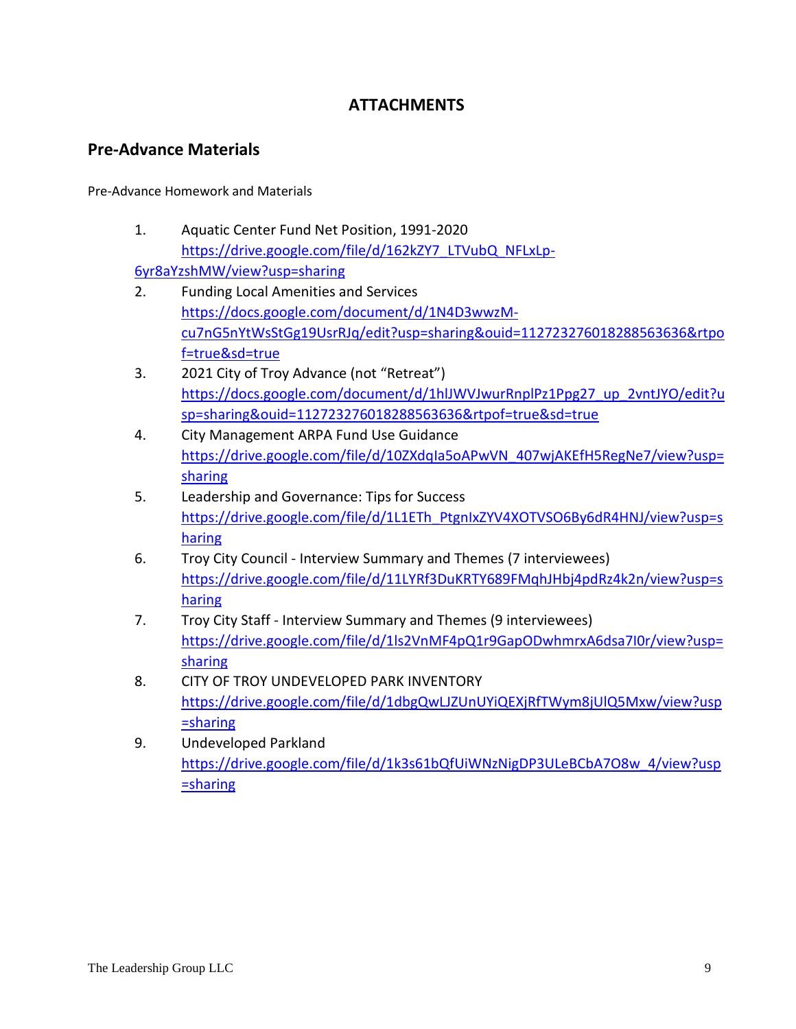## ATTACHMENTS

### Pre-Advance Materials

Pre-Advance Homework and Materials

1. Aquatic Center Fund Net Position, 1991-2020
   https://drive.google.com/file/d/162kZY7_LTVubQ_NFLxLp-6yr8aYzshMW/view?usp=sharing
2. Funding Local Amenities and Services
   https://docs.google.com/document/d/1N4D3wwzM-cu7nG5nYtWsStGg19UsrRJq/edit?usp=sharing&ouid=112723276018288563636&rtpof=true&sd=true
3. 2021 City of Troy Advance (not "Retreat")
   https://docs.google.com/document/d/1hlJWVJwurRnplPz1Ppg27_up_2vntJYO/edit?usp=sharing&ouid=112723276018288563636&rtpof=true&sd=true
4. City Management ARPA Fund Use Guidance
   https://drive.google.com/file/d/10ZXdqIa5oAPwVN_407wjAKEfH5RegNe7/view?usp=sharing
5. Leadership and Governance: Tips for Success
   https://drive.google.com/file/d/1L1ETh_PtgnIxZYV4XOTVSO6By6dR4HNJ/view?usp=sharing
6. Troy City Council - Interview Summary and Themes (7 interviewees)
   https://drive.google.com/file/d/11LYRf3DuKRTY689FMqhJHbj4pdRz4k2n/view?usp=sharing
7. Troy City Staff - Interview Summary and Themes (9 interviewees)
   https://drive.google.com/file/d/1ls2VnMF4pQ1r9GapODwhmrxA6dsa7I0r/view?usp=sharing
8. CITY OF TROY UNDEVELOPED PARK INVENTORY
   https://drive.google.com/file/d/1dbgQwLJZUnUYiQEXjRfTWym8jUIQ5Mxw/view?usp=sharing
9. Undeveloped Parkland
   https://drive.google.com/file/d/1k3s61bQfUiWNzNigDP3ULeBCbA7O8w_4/view?usp=sharing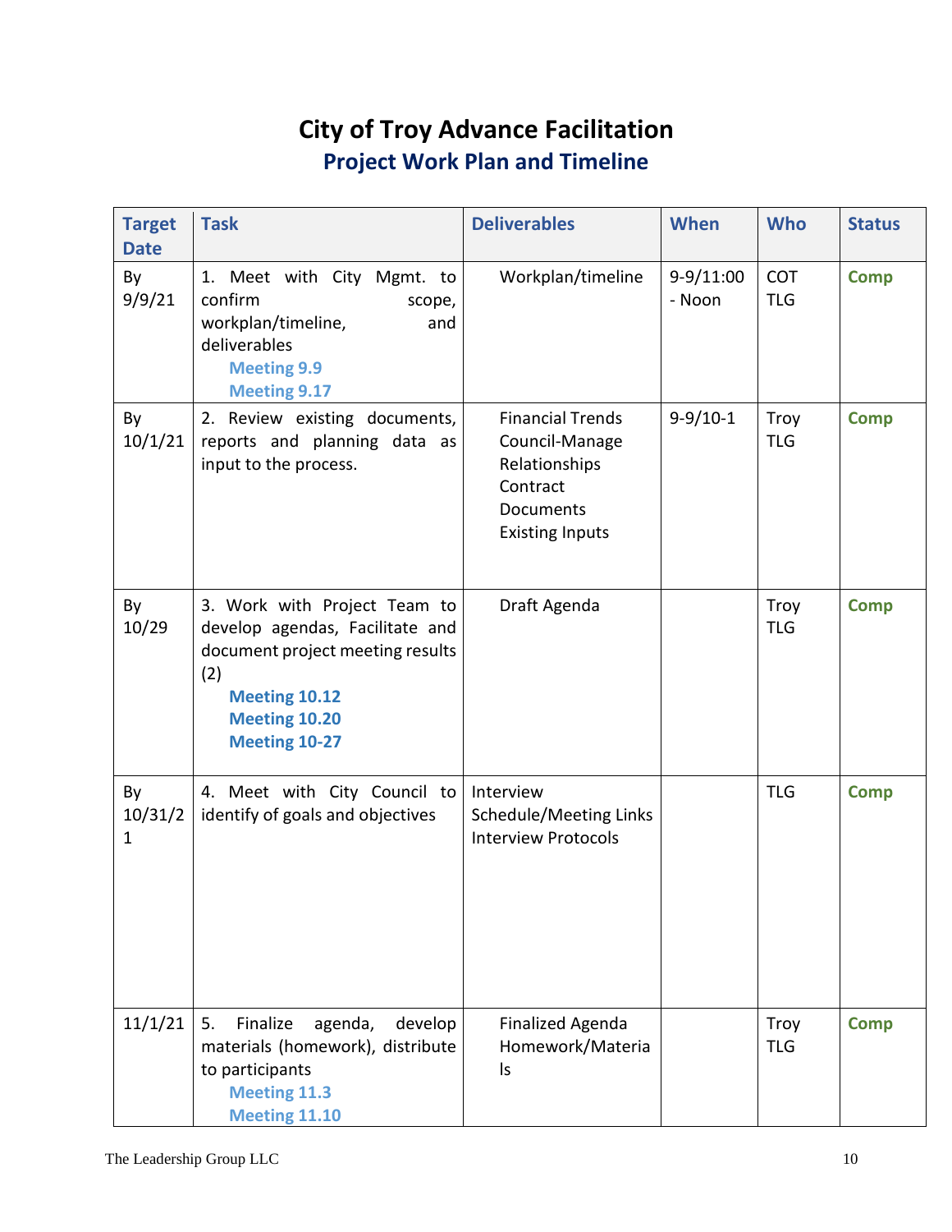# City of Troy Advance Facilitation

## Project Work Plan and Timeline

| Target Date | Task | Deliverables | When | Who | Status |
|---|---|---|---|---|---|
| By 9/9/21 | 1. Meet with City Mgmt. to confirm scope, workplan/timeline, and deliverables<br>**Meeting 9.9**<br>**Meeting 9.17** | Workplan/timeline | 9-9/11:00 - Noon | COT<br>TLG | **Comp** |
| By 10/1/21 | 2. Review existing documents, reports and planning data as input to the process. | Financial Trends<br>Council-Manage Relationships<br>Contract<br>Documents<br>Existing Inputs | 9-9/10-1 | Troy<br>TLG | **Comp** |
| By 10/29 | 3. Work with Project Team to develop agendas, Facilitate and document project meeting results (2)<br>**Meeting 10.12**<br>**Meeting 10.20**<br>**Meeting 10-27** | Draft Agenda | | Troy<br>TLG | **Comp** |
| By 10/31/21 | 4. Meet with City Council to identify of goals and objectives | Interview Schedule/Meeting Links<br>Interview Protocols | | TLG | **Comp** |
| 11/1/21 | 5. Finalize agenda, develop materials (homework), distribute to participants<br>**Meeting 11.3**<br>**Meeting 11.10** | Finalized Agenda<br>Homework/Materials | | Troy<br>TLG | **Comp** |

The Leadership Group LLC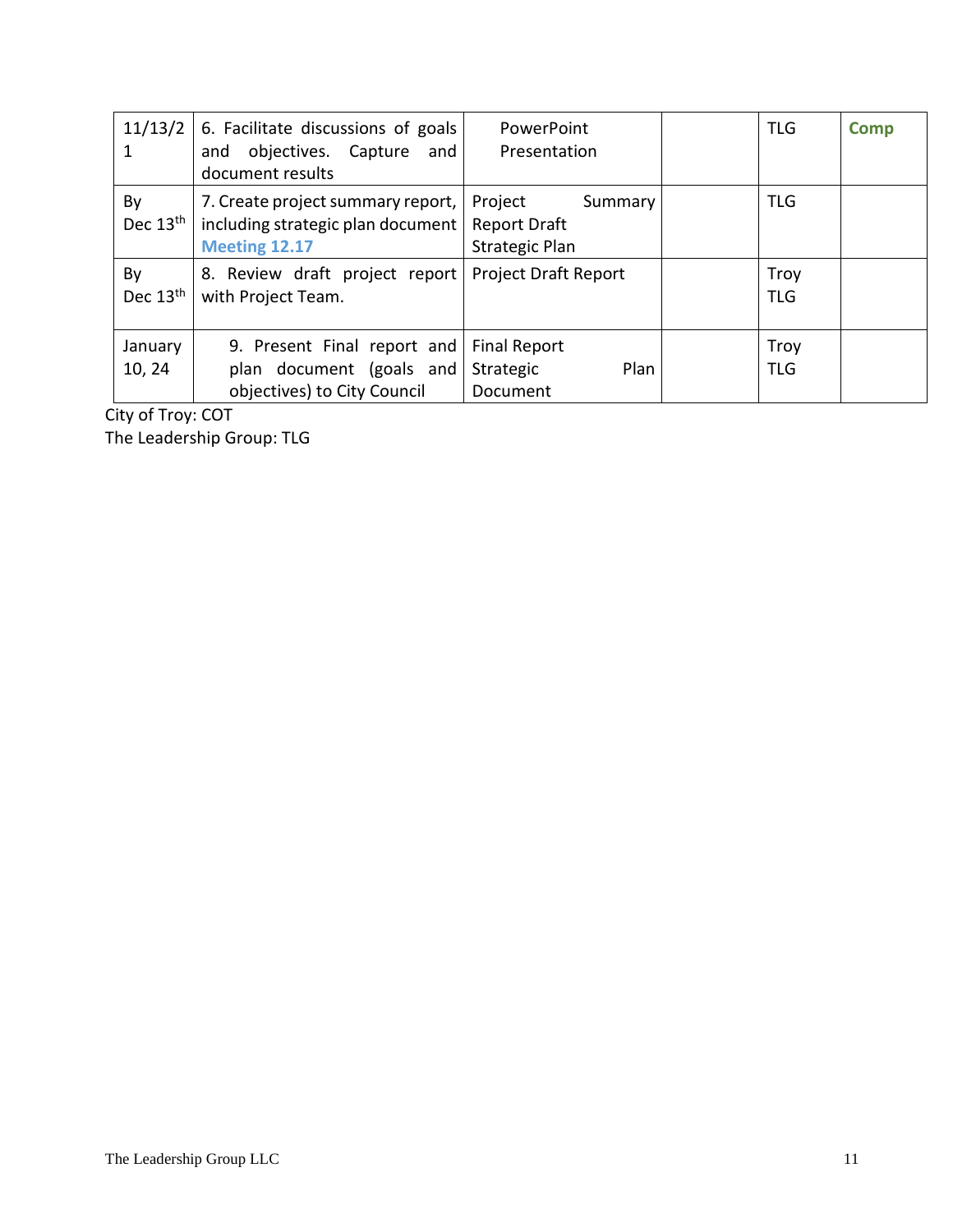| 11/13/21 | 6. Facilitate discussions of goals and objectives. Capture and document results | PowerPoint Presentation | | TLG | **Comp** |
|---|---|---|---|---|---|
| By Dec 13th | 7. Create project summary report, including strategic plan document **Meeting 12.17** | Project Summary Report Draft Strategic Plan | | TLG | |
| By Dec 13th | 8. Review draft project report with Project Team. | Project Draft Report | | Troy TLG | |
| January 10, 24 | 9. Present Final report and plan document (goals and objectives) to City Council | Final Report Strategic Plan Document | | Troy TLG | |

City of Troy: COT
The Leadership Group: TLG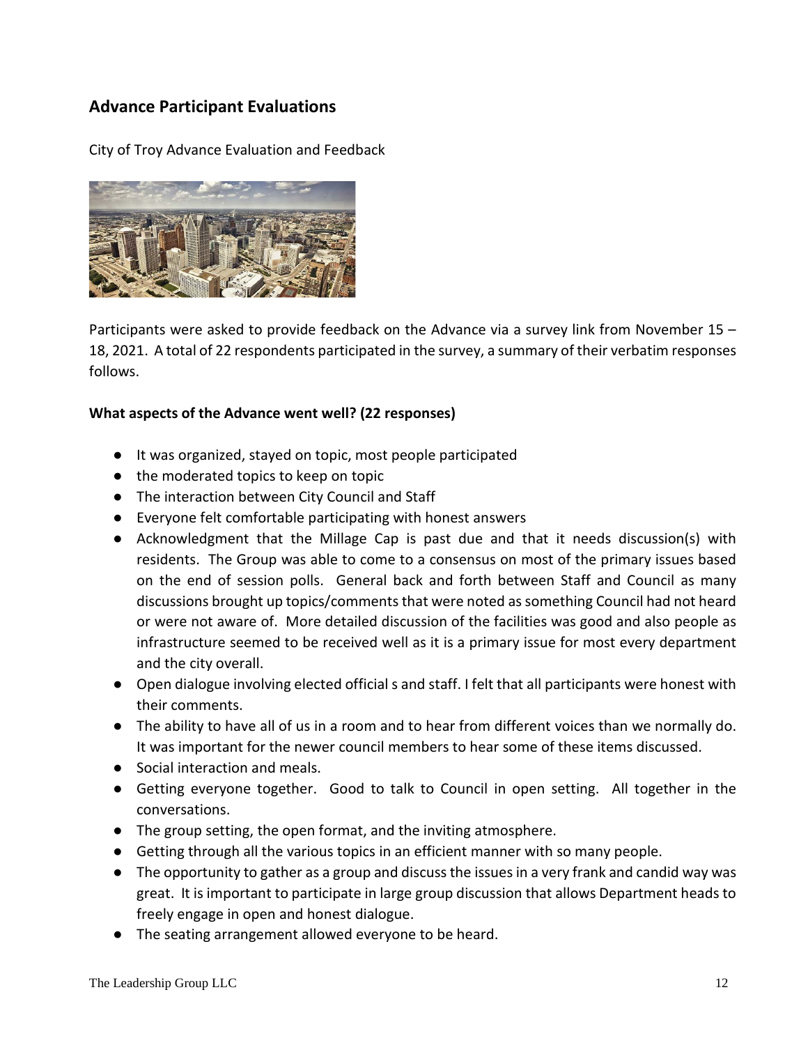## Advance Participant Evaluations

City of Troy Advance Evaluation and Feedback

Participants were asked to provide feedback on the Advance via a survey link from November 15 – 18, 2021. A total of 22 respondents participated in the survey, a summary of their verbatim responses follows.

**What aspects of the Advance went well? (22 responses)**

- It was organized, stayed on topic, most people participated
- the moderated topics to keep on topic
- The interaction between City Council and Staff
- Everyone felt comfortable participating with honest answers
- Acknowledgment that the Millage Cap is past due and that it needs discussion(s) with residents. The Group was able to come to a consensus on most of the primary issues based on the end of session polls. General back and forth between Staff and Council as many discussions brought up topics/comments that were noted as something Council had not heard or were not aware of. More detailed discussion of the facilities was good and also people as infrastructure seemed to be received well as it is a primary issue for most every department and the city overall.
- Open dialogue involving elected official s and staff. I felt that all participants were honest with their comments.
- The ability to have all of us in a room and to hear from different voices than we normally do. It was important for the newer council members to hear some of these items discussed.
- Social interaction and meals.
- Getting everyone together. Good to talk to Council in open setting. All together in the conversations.
- The group setting, the open format, and the inviting atmosphere.
- Getting through all the various topics in an efficient manner with so many people.
- The opportunity to gather as a group and discuss the issues in a very frank and candid way was great. It is important to participate in large group discussion that allows Department heads to freely engage in open and honest dialogue.
- The seating arrangement allowed everyone to be heard.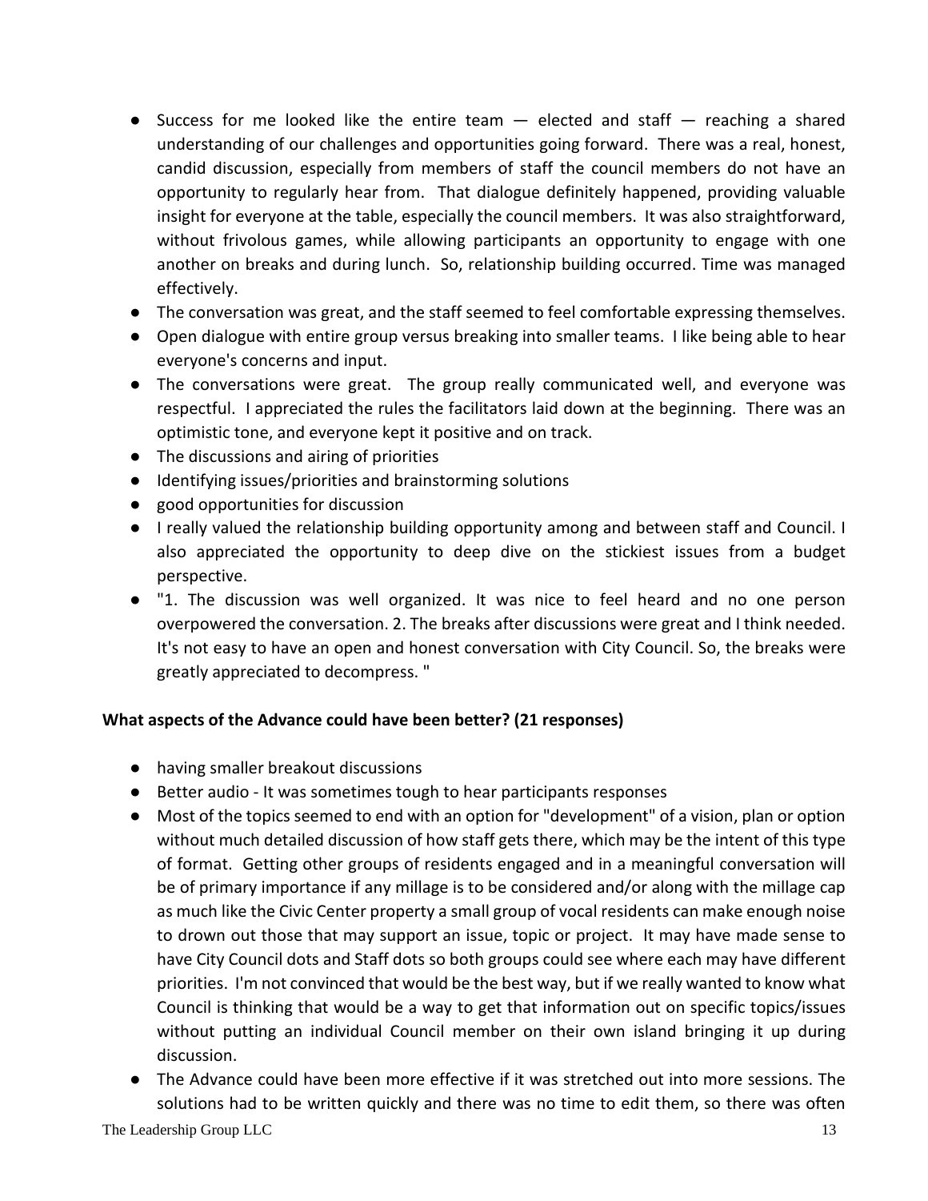- Success for me looked like the entire team — elected and staff — reaching a shared understanding of our challenges and opportunities going forward. There was a real, honest, candid discussion, especially from members of staff the council members do not have an opportunity to regularly hear from. That dialogue definitely happened, providing valuable insight for everyone at the table, especially the council members. It was also straightforward, without frivolous games, while allowing participants an opportunity to engage with one another on breaks and during lunch. So, relationship building occurred. Time was managed effectively.
- The conversation was great, and the staff seemed to feel comfortable expressing themselves.
- Open dialogue with entire group versus breaking into smaller teams. I like being able to hear everyone's concerns and input.
- The conversations were great. The group really communicated well, and everyone was respectful. I appreciated the rules the facilitators laid down at the beginning. There was an optimistic tone, and everyone kept it positive and on track.
- The discussions and airing of priorities
- Identifying issues/priorities and brainstorming solutions
- good opportunities for discussion
- I really valued the relationship building opportunity among and between staff and Council. I also appreciated the opportunity to deep dive on the stickiest issues from a budget perspective.
- "1. The discussion was well organized. It was nice to feel heard and no one person overpowered the conversation. 2. The breaks after discussions were great and I think needed. It's not easy to have an open and honest conversation with City Council. So, the breaks were greatly appreciated to decompress. "

**What aspects of the Advance could have been better? (21 responses)**

- having smaller breakout discussions
- Better audio - It was sometimes tough to hear participants responses
- Most of the topics seemed to end with an option for "development" of a vision, plan or option without much detailed discussion of how staff gets there, which may be the intent of this type of format. Getting other groups of residents engaged and in a meaningful conversation will be of primary importance if any millage is to be considered and/or along with the millage cap as much like the Civic Center property a small group of vocal residents can make enough noise to drown out those that may support an issue, topic or project. It may have made sense to have City Council dots and Staff dots so both groups could see where each may have different priorities. I'm not convinced that would be the best way, but if we really wanted to know what Council is thinking that would be a way to get that information out on specific topics/issues without putting an individual Council member on their own island bringing it up during discussion.
- The Advance could have been more effective if it was stretched out into more sessions. The solutions had to be written quickly and there was no time to edit them, so there was often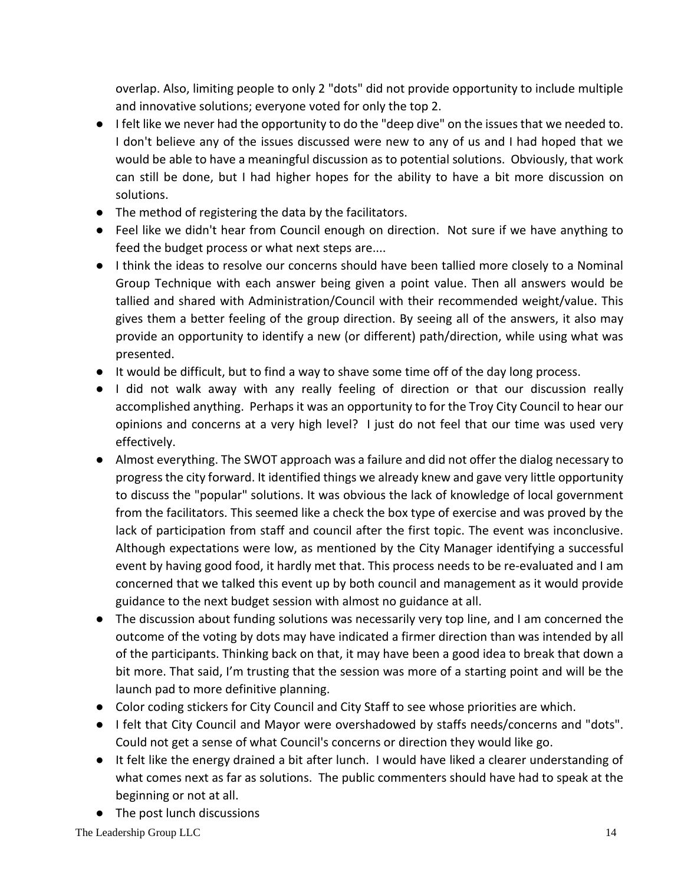overlap. Also, limiting people to only 2 "dots" did not provide opportunity to include multiple and innovative solutions; everyone voted for only the top 2.

- I felt like we never had the opportunity to do the "deep dive" on the issues that we needed to. I don't believe any of the issues discussed were new to any of us and I had hoped that we would be able to have a meaningful discussion as to potential solutions. Obviously, that work can still be done, but I had higher hopes for the ability to have a bit more discussion on solutions.
- The method of registering the data by the facilitators.
- Feel like we didn't hear from Council enough on direction. Not sure if we have anything to feed the budget process or what next steps are....
- I think the ideas to resolve our concerns should have been tallied more closely to a Nominal Group Technique with each answer being given a point value. Then all answers would be tallied and shared with Administration/Council with their recommended weight/value. This gives them a better feeling of the group direction. By seeing all of the answers, it also may provide an opportunity to identify a new (or different) path/direction, while using what was presented.
- It would be difficult, but to find a way to shave some time off of the day long process.
- I did not walk away with any really feeling of direction or that our discussion really accomplished anything. Perhaps it was an opportunity to for the Troy City Council to hear our opinions and concerns at a very high level? I just do not feel that our time was used very effectively.
- Almost everything. The SWOT approach was a failure and did not offer the dialog necessary to progress the city forward. It identified things we already knew and gave very little opportunity to discuss the "popular" solutions. It was obvious the lack of knowledge of local government from the facilitators. This seemed like a check the box type of exercise and was proved by the lack of participation from staff and council after the first topic. The event was inconclusive. Although expectations were low, as mentioned by the City Manager identifying a successful event by having good food, it hardly met that. This process needs to be re-evaluated and I am concerned that we talked this event up by both council and management as it would provide guidance to the next budget session with almost no guidance at all.
- The discussion about funding solutions was necessarily very top line, and I am concerned the outcome of the voting by dots may have indicated a firmer direction than was intended by all of the participants. Thinking back on that, it may have been a good idea to break that down a bit more. That said, I'm trusting that the session was more of a starting point and will be the launch pad to more definitive planning.
- Color coding stickers for City Council and City Staff to see whose priorities are which.
- I felt that City Council and Mayor were overshadowed by staffs needs/concerns and "dots". Could not get a sense of what Council's concerns or direction they would like go.
- It felt like the energy drained a bit after lunch. I would have liked a clearer understanding of what comes next as far as solutions. The public commenters should have had to speak at the beginning or not at all.
- The post lunch discussions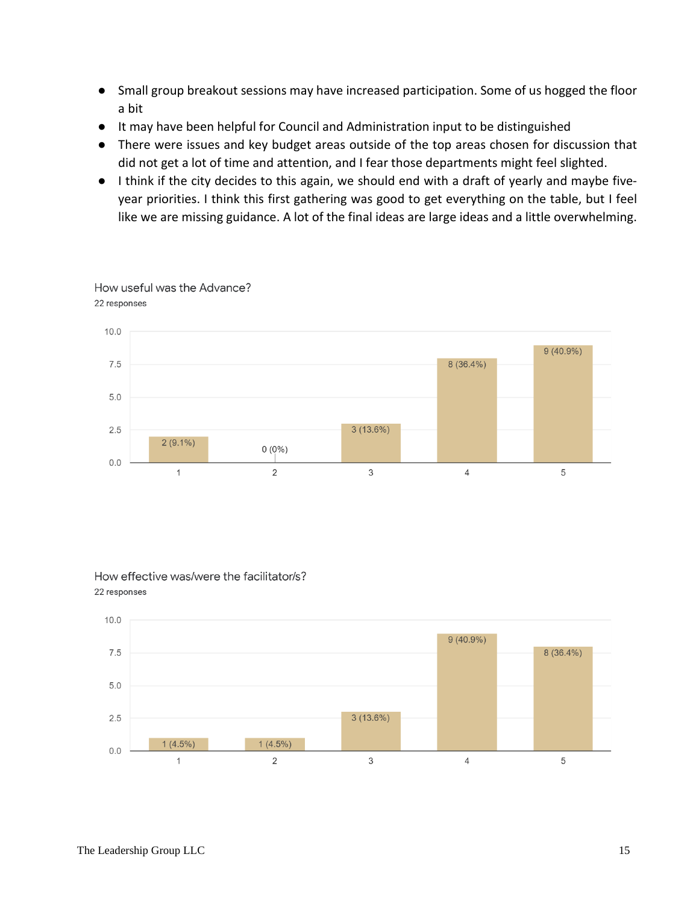- Small group breakout sessions may have increased participation. Some of us hogged the floor a bit
- It may have been helpful for Council and Administration input to be distinguished
- There were issues and key budget areas outside of the top areas chosen for discussion that did not get a lot of time and attention, and I fear those departments might feel slighted.
- I think if the city decides to this again, we should end with a draft of yearly and maybe five-year priorities. I think this first gathering was good to get everything on the table, but I feel like we are missing guidance. A lot of the final ideas are large ideas and a little overwhelming.

How useful was the Advance?

22 responses

| Rating | Responses |
|---|---|
| 1 | 2 (9.1%) |
| 2 | 0 (0%) |
| 3 | 3 (13.6%) |
| 4 | 8 (36.4%) |
| 5 | 9 (40.9%) |

How effective was/were the facilitator/s?

22 responses

| Rating | Responses |
|---|---|
| 1 | 1 (4.5%) |
| 2 | 1 (4.5%) |
| 3 | 3 (13.6%) |
| 4 | 9 (40.9%) |
| 5 | 8 (36.4%) |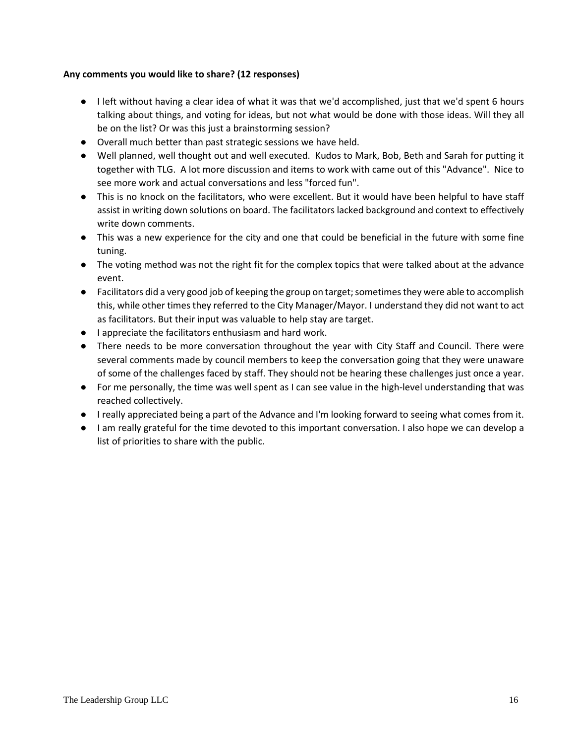**Any comments you would like to share? (12 responses)**

- I left without having a clear idea of what it was that we'd accomplished, just that we'd spent 6 hours talking about things, and voting for ideas, but not what would be done with those ideas. Will they all be on the list? Or was this just a brainstorming session?
- Overall much better than past strategic sessions we have held.
- Well planned, well thought out and well executed. Kudos to Mark, Bob, Beth and Sarah for putting it together with TLG. A lot more discussion and items to work with came out of this "Advance". Nice to see more work and actual conversations and less "forced fun".
- This is no knock on the facilitators, who were excellent. But it would have been helpful to have staff assist in writing down solutions on board. The facilitators lacked background and context to effectively write down comments.
- This was a new experience for the city and one that could be beneficial in the future with some fine tuning.
- The voting method was not the right fit for the complex topics that were talked about at the advance event.
- Facilitators did a very good job of keeping the group on target; sometimes they were able to accomplish this, while other times they referred to the City Manager/Mayor. I understand they did not want to act as facilitators. But their input was valuable to help stay are target.
- I appreciate the facilitators enthusiasm and hard work.
- There needs to be more conversation throughout the year with City Staff and Council. There were several comments made by council members to keep the conversation going that they were unaware of some of the challenges faced by staff. They should not be hearing these challenges just once a year.
- For me personally, the time was well spent as I can see value in the high-level understanding that was reached collectively.
- I really appreciated being a part of the Advance and I'm looking forward to seeing what comes from it.
- I am really grateful for the time devoted to this important conversation. I also hope we can develop a list of priorities to share with the public.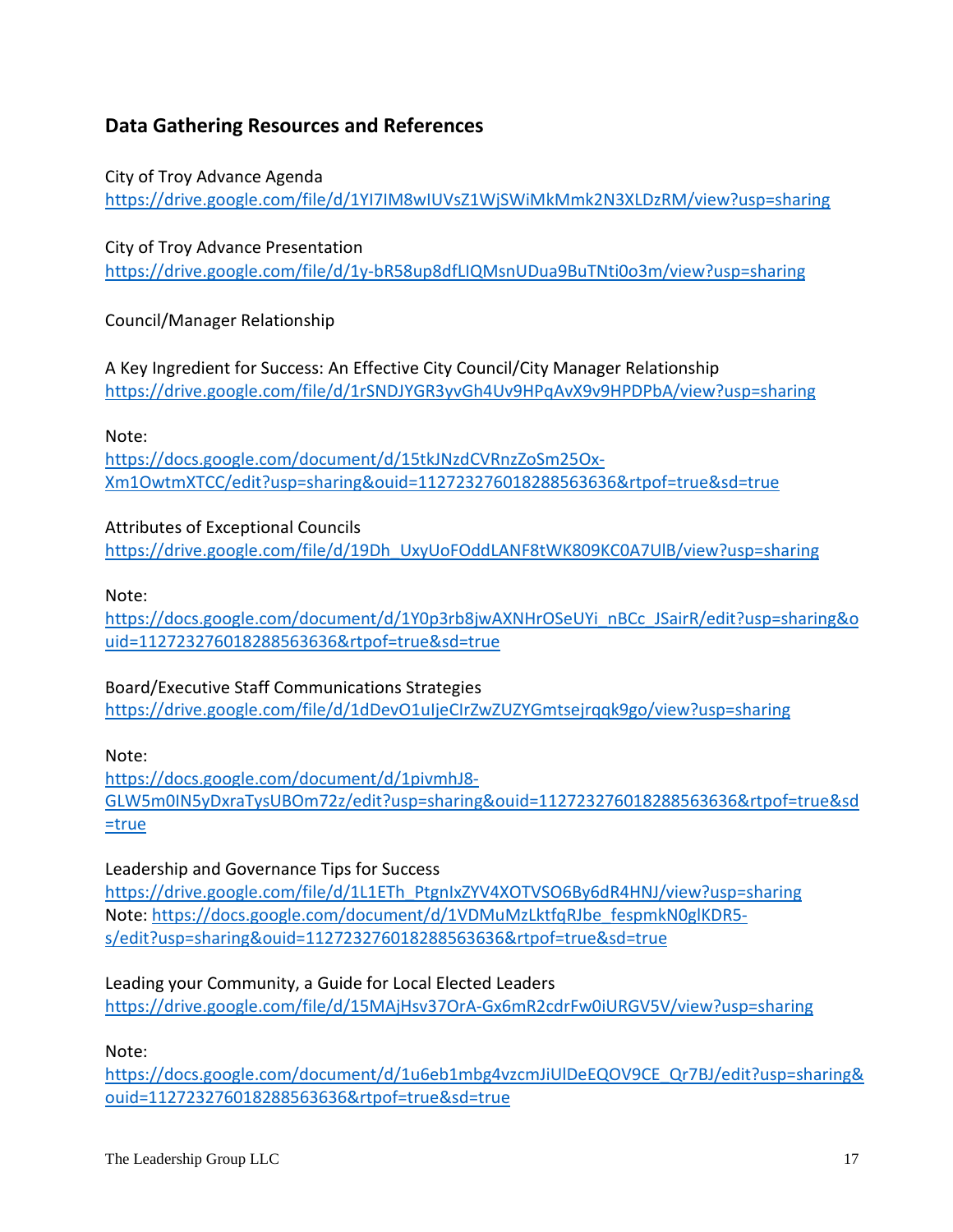## Data Gathering Resources and References

City of Troy Advance Agenda
https://drive.google.com/file/d/1YI7IM8wIUVsZ1WjSWiMkMmk2N3XLDzRM/view?usp=sharing

City of Troy Advance Presentation
https://drive.google.com/file/d/1y-bR58up8dfLIQMsnUDua9BuTNti0o3m/view?usp=sharing

Council/Manager Relationship

A Key Ingredient for Success: An Effective City Council/City Manager Relationship
https://drive.google.com/file/d/1rSNDJYGR3yvGh4Uv9HPqAvX9v9HPDPbA/view?usp=sharing

Note:
https://docs.google.com/document/d/15tkJNzdCVRnzZoSm25Ox-Xm1OwtmXTCC/edit?usp=sharing&ouid=112723276018288563636&rtpof=true&sd=true

Attributes of Exceptional Councils
https://drive.google.com/file/d/19Dh_UxyUoFOddLANF8tWK809KC0A7UlB/view?usp=sharing

Note:
https://docs.google.com/document/d/1Y0p3rb8jwAXNHrOSeUYi_nBCc_JSairR/edit?usp=sharing&ouid=112723276018288563636&rtpof=true&sd=true

Board/Executive Staff Communications Strategies
https://drive.google.com/file/d/1dDevO1uIjeCIrZwZUZYGmtsejrqqk9go/view?usp=sharing

Note:
https://docs.google.com/document/d/1pivmhJ8-GLW5m0IN5yDxraTysUBOm72z/edit?usp=sharing&ouid=112723276018288563636&rtpof=true&sd=true

Leadership and Governance Tips for Success
https://drive.google.com/file/d/1L1ETh_PtgnIxZYV4XOTVSO6By6dR4HNJ/view?usp=sharing
Note: https://docs.google.com/document/d/1VDMuMzLktfqRJbe_fespmkN0glKDR5-s/edit?usp=sharing&ouid=112723276018288563636&rtpof=true&sd=true

Leading your Community, a Guide for Local Elected Leaders
https://drive.google.com/file/d/15MAjHsv37OrA-Gx6mR2cdrFw0iURGV5V/view?usp=sharing

Note:
https://docs.google.com/document/d/1u6eb1mbg4vzcmJiUlDeEQOV9CE_Qr7BJ/edit?usp=sharing&ouid=112723276018288563636&rtpof=true&sd=true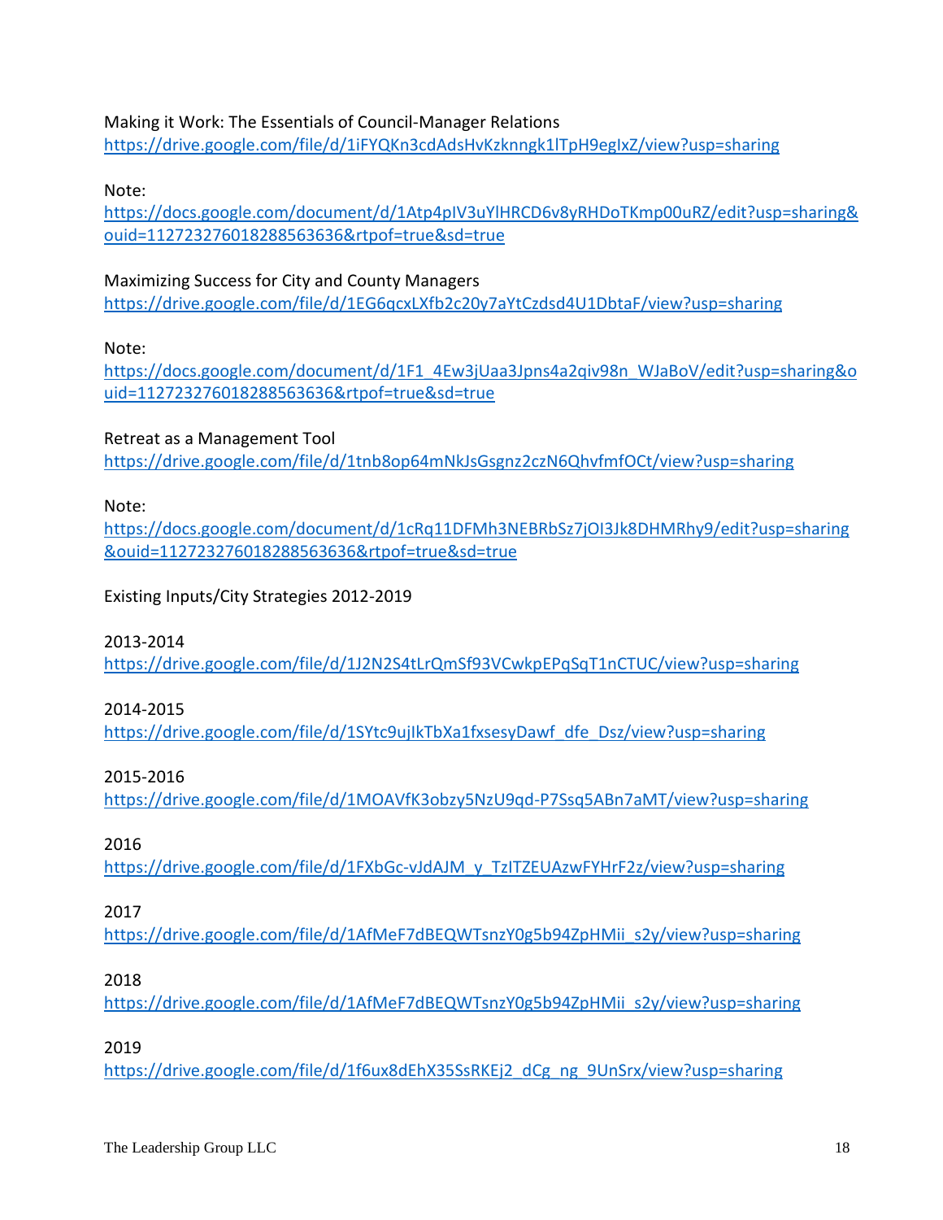Making it Work: The Essentials of Council-Manager Relations
https://drive.google.com/file/d/1iFYQKn3cdAdsHvKzknngk1lTpH9egIxZ/view?usp=sharing

Note:
https://docs.google.com/document/d/1Atp4pIV3uYlHRCD6v8yRHDoTKmp00uRZ/edit?usp=sharing&ouid=112723276018288563636&rtpof=true&sd=true

Maximizing Success for City and County Managers
https://drive.google.com/file/d/1EG6qcxLXfb2c20y7aYtCzdsd4U1DbtaF/view?usp=sharing

Note:
https://docs.google.com/document/d/1F1_4Ew3jUaa3Jpns4a2qiv98n_WJaBoV/edit?usp=sharing&ouid=112723276018288563636&rtpof=true&sd=true

Retreat as a Management Tool
https://drive.google.com/file/d/1tnb8op64mNkJsGsgnz2czN6QhvfmfOCt/view?usp=sharing

Note:
https://docs.google.com/document/d/1cRq11DFMh3NEBRbSz7jOI3Jk8DHMRhy9/edit?usp=sharing&ouid=112723276018288563636&rtpof=true&sd=true

Existing Inputs/City Strategies 2012-2019

2013-2014
https://drive.google.com/file/d/1J2N2S4tLrQmSf93VCwkpEPqSqT1nCTUC/view?usp=sharing

2014-2015
https://drive.google.com/file/d/1SYtc9ujIkTbXa1fxsesyDawf_dfe_Dsz/view?usp=sharing

2015-2016
https://drive.google.com/file/d/1MOAVfK3obzy5NzU9qd-P7Ssq5ABn7aMT/view?usp=sharing

2016
https://drive.google.com/file/d/1FXbGc-vJdAJM_y_TzITZEUAzwFYHrF2z/view?usp=sharing

2017
https://drive.google.com/file/d/1AfMeF7dBEQWTsnzY0g5b94ZpHMii_s2y/view?usp=sharing

2018
https://drive.google.com/file/d/1AfMeF7dBEQWTsnzY0g5b94ZpHMii_s2y/view?usp=sharing

2019
https://drive.google.com/file/d/1f6ux8dEhX35SsRKEj2_dCg_ng_9UnSrx/view?usp=sharing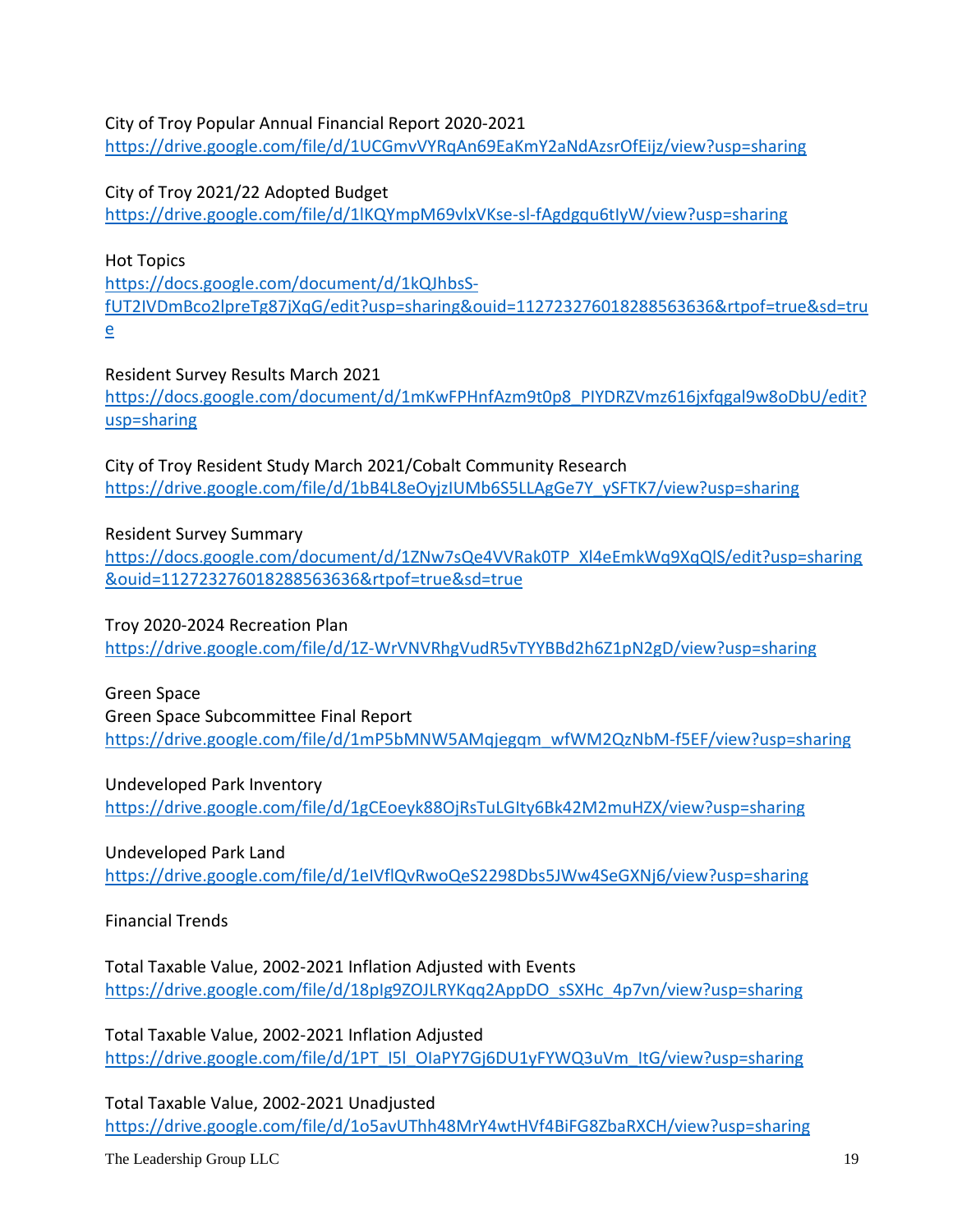City of Troy Popular Annual Financial Report 2020-2021
https://drive.google.com/file/d/1UCGmvVYRqAn69EaKmY2aNdAzsrOfEijz/view?usp=sharing

City of Troy 2021/22 Adopted Budget
https://drive.google.com/file/d/1lKQYmpM69vlxVKse-sl-fAgdgqu6tIyW/view?usp=sharing

Hot Topics
https://docs.google.com/document/d/1kQJhbsS-fUT2IVDmBco2lpreTg87jXqG/edit?usp=sharing&ouid=112723276018288563636&rtpof=true&sd=true

Resident Survey Results March 2021
https://docs.google.com/document/d/1mKwFPHnfAzm9t0p8_PIYDRZVmz616jxfqgal9w8oDbU/edit?usp=sharing

City of Troy Resident Study March 2021/Cobalt Community Research
https://drive.google.com/file/d/1bB4L8eOyjzIUMb6S5LLAgGe7Y_ySFTK7/view?usp=sharing

Resident Survey Summary
https://docs.google.com/document/d/1ZNw7sQe4VVRak0TP_Xl4eEmkWq9XqQlS/edit?usp=sharing&ouid=112723276018288563636&rtpof=true&sd=true

Troy 2020-2024 Recreation Plan
https://drive.google.com/file/d/1Z-WrVNVRhgVudR5vTYYBBd2h6Z1pN2gD/view?usp=sharing

Green Space

Green Space Subcommittee Final Report
https://drive.google.com/file/d/1mP5bMNW5AMqjegqm_wfWM2QzNbM-f5EF/view?usp=sharing

Undeveloped Park Inventory
https://drive.google.com/file/d/1gCEoeyk88OjRsTuLGIty6Bk42M2muHZX/view?usp=sharing

Undeveloped Park Land
https://drive.google.com/file/d/1eIVflQvRwoQeS2298Dbs5JWw4SeGXNj6/view?usp=sharing

Financial Trends

Total Taxable Value, 2002-2021 Inflation Adjusted with Events
https://drive.google.com/file/d/18pIg9ZOJLRYKqq2AppDO_sSXHc_4p7vn/view?usp=sharing

Total Taxable Value, 2002-2021 Inflation Adjusted
https://drive.google.com/file/d/1PT_I5l_OIaPY7Gj6DU1yFYWQ3uVm_ItG/view?usp=sharing

Total Taxable Value, 2002-2021 Unadjusted
https://drive.google.com/file/d/1o5avUThh48MrY4wtHVf4BiFG8ZbaRXCH/view?usp=sharing

The Leadership Group LLC